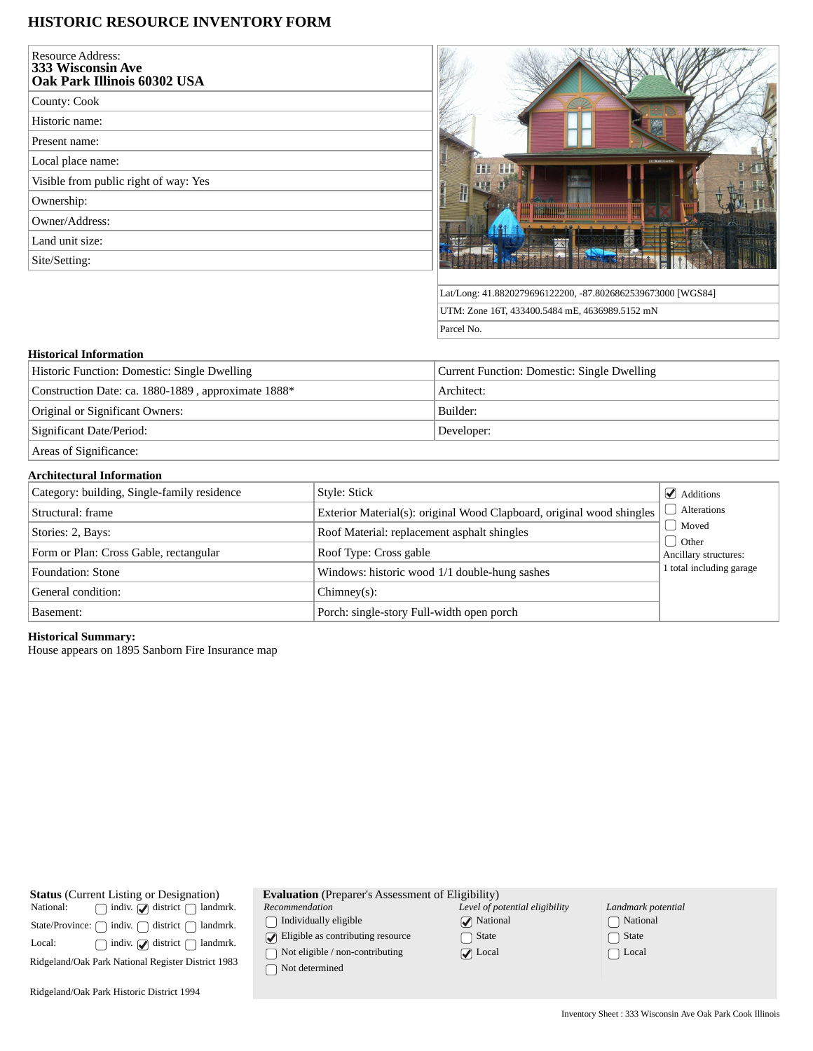# HISTORIC RESOURCE INVENTORY FORM

| Resource Address: **333 Wisconsin Ave Oak Park Illinois 60302 USA** |
|---|
| County: Cook |
| Historic name: |
| Present name: |
| Local place name: |
| Visible from public right of way: Yes |
| Ownership: |
| Owner/Address: |
| Land unit size: |
| Site/Setting: |

| |
|---|
| Lat/Long: 41.8820279696122200, -87.8026862539673000 [WGS84] |
| UTM: Zone 16T, 433400.5484 mE, 4636989.5152 mN |
| Parcel No. |

### Historical Information

| | |
|---|---|
| Historic Function: Domestic: Single Dwelling | Current Function: Domestic: Single Dwelling |
| Construction Date: ca. 1880-1889 , approximate 1888* | Architect: |
| Original or Significant Owners: | Builder: |
| Significant Date/Period: | Developer: |
| Areas of Significance: | |

### Architectural Information

| | | |
|---|---|---|
| Category: building, Single-family residence | Style: Stick | ☑ Additions |
| Structural: frame | Exterior Material(s): original Wood Clapboard, original wood shingles | ☐ Alterations |
| Stories: 2, Bays: | Roof Material: replacement asphalt shingles | ☐ Moved |
| Form or Plan: Cross Gable, rectangular | Roof Type: Cross gable | ☐ Other |
| Foundation: Stone | Windows: historic wood 1/1 double-hung sashes | Ancillary structures: 1 total including garage |
| General condition: | Chimney(s): | |
| Basement: | Porch: single-story Full-width open porch | |

**Historical Summary:**
House appears on 1895 Sanborn Fire Insurance map

**Status** (Current Listing or Designation)

| | | | |
|---|---|---|---|
| National: | ☐ indiv. | ☑ district | ☐ landmrk. |
| State/Province: | ☐ indiv. | ☐ district | ☐ landmrk. |
| Local: | ☐ indiv. | ☑ district | ☐ landmrk. |

Ridgeland/Oak Park National Register District 1983

Ridgeland/Oak Park Historic District 1994

**Evaluation** (Preparer's Assessment of Eligibility)

| *Recommendation* | *Level of potential eligibility* | *Landmark potential* |
|---|---|---|
| ☐ Individually eligible | ☑ National | ☐ National |
| ☑ Eligible as contributing resource | ☐ State | ☐ State |
| ☐ Not eligible / non-contributing | ☑ Local | ☐ Local |
| ☐ Not determined | | |

Inventory Sheet : 333 Wisconsin Ave Oak Park Cook Illinois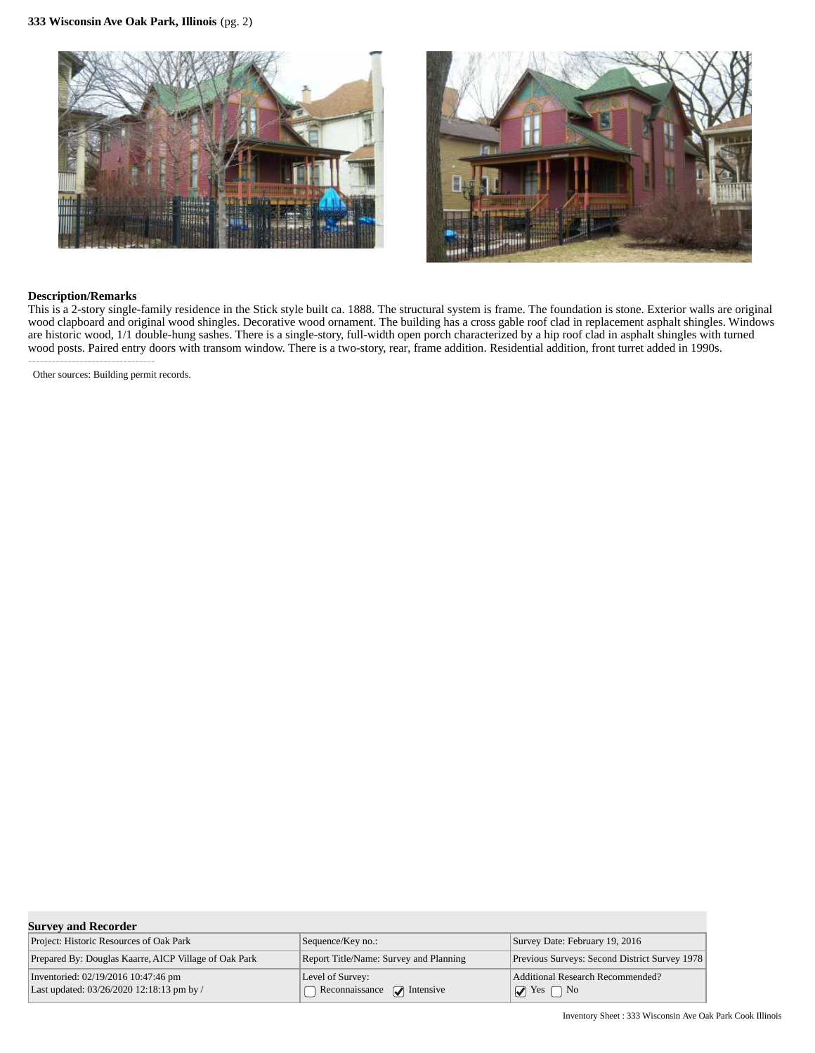**333 Wisconsin Ave Oak Park, Illinois** (pg. 2)

**Description/Remarks**

This is a 2-story single-family residence in the Stick style built ca. 1888. The structural system is frame. The foundation is stone. Exterior walls are original wood clapboard and original wood shingles. Decorative wood ornament. The building has a cross gable roof clad in replacement asphalt shingles. Windows are historic wood, 1/1 double-hung sashes. There is a single-story, full-width open porch characterized by a hip roof clad in asphalt shingles with turned wood posts. Paired entry doors with transom window. There is a two-story, rear, frame addition. Residential addition, front turret added in 1990s.

Other sources: Building permit records.

**Survey and Recorder**

| | | |
|---|---|---|
| Project: Historic Resources of Oak Park | Sequence/Key no.: | Survey Date: February 19, 2016 |
| Prepared By: Douglas Kaarre, AICP Village of Oak Park | Report Title/Name: Survey and Planning | Previous Surveys: Second District Survey 1978 |
| Inventoried: 02/19/2016 10:47:46 pm<br>Last updated: 03/26/2020 12:18:13 pm by / | Level of Survey:<br>☐ Reconnaissance ☑ Intensive | Additional Research Recommended?<br>☑ Yes ☐ No |

Inventory Sheet : 333 Wisconsin Ave Oak Park Cook Illinois